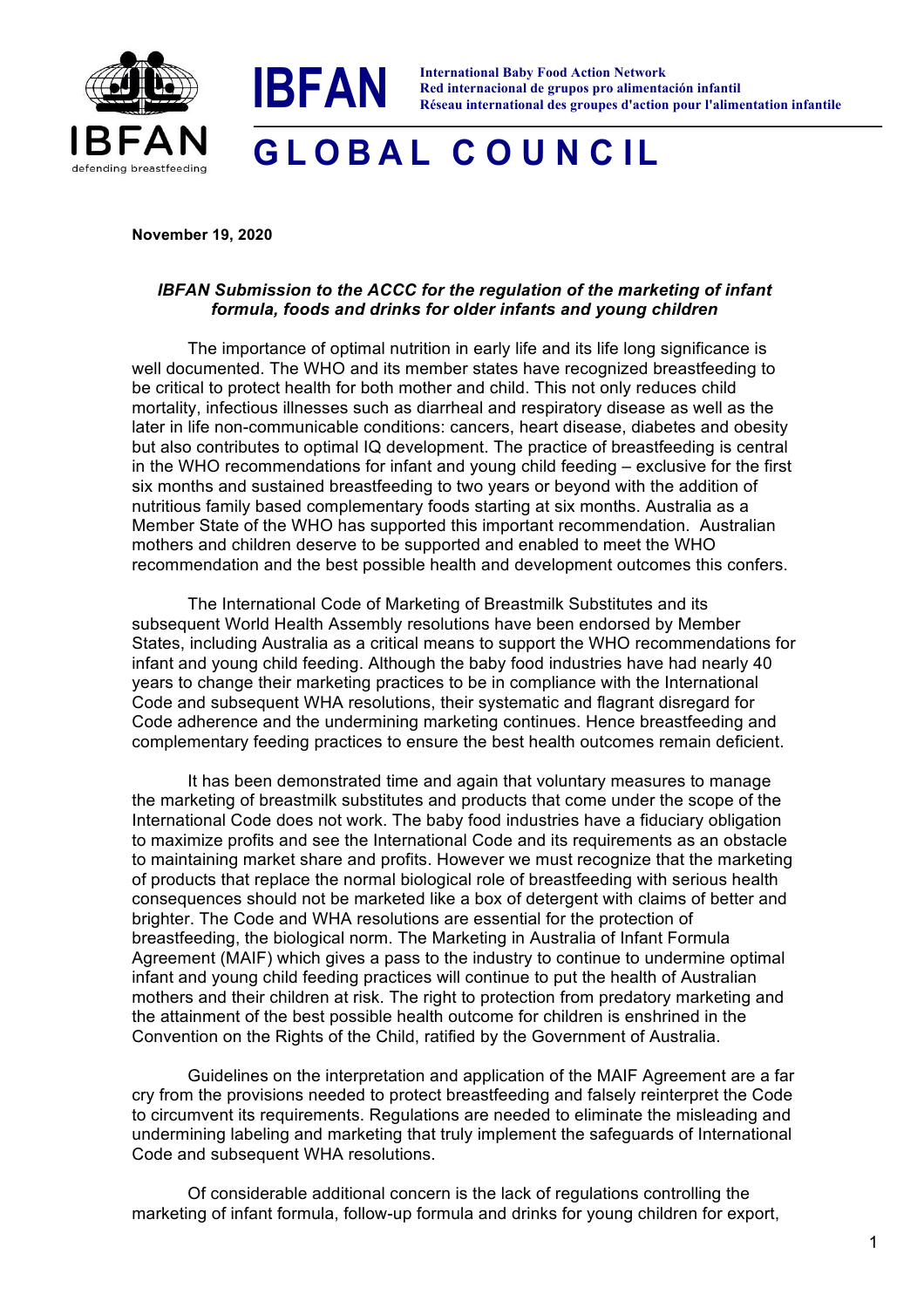IBFAN

International Baby Food Action Network
Red internacional de grupos pro alimentación infantil
Réseau international des groupes d'action pour l'alimentation infantile

# GLOBAL COUNCIL

**November 19, 2020**

***IBFAN Submission to the ACCC for the regulation of the marketing of infant formula, foods and drinks for older infants and young children***

The importance of optimal nutrition in early life and its life long significance is well documented. The WHO and its member states have recognized breastfeeding to be critical to protect health for both mother and child. This not only reduces child mortality, infectious illnesses such as diarrheal and respiratory disease as well as the later in life non-communicable conditions: cancers, heart disease, diabetes and obesity but also contributes to optimal IQ development. The practice of breastfeeding is central in the WHO recommendations for infant and young child feeding – exclusive for the first six months and sustained breastfeeding to two years or beyond with the addition of nutritious family based complementary foods starting at six months. Australia as a Member State of the WHO has supported this important recommendation. Australian mothers and children deserve to be supported and enabled to meet the WHO recommendation and the best possible health and development outcomes this confers.

The International Code of Marketing of Breastmilk Substitutes and its subsequent World Health Assembly resolutions have been endorsed by Member States, including Australia as a critical means to support the WHO recommendations for infant and young child feeding. Although the baby food industries have had nearly 40 years to change their marketing practices to be in compliance with the International Code and subsequent WHA resolutions, their systematic and flagrant disregard for Code adherence and the undermining marketing continues. Hence breastfeeding and complementary feeding practices to ensure the best health outcomes remain deficient.

It has been demonstrated time and again that voluntary measures to manage the marketing of breastmilk substitutes and products that come under the scope of the International Code does not work. The baby food industries have a fiduciary obligation to maximize profits and see the International Code and its requirements as an obstacle to maintaining market share and profits. However we must recognize that the marketing of products that replace the normal biological role of breastfeeding with serious health consequences should not be marketed like a box of detergent with claims of better and brighter. The Code and WHA resolutions are essential for the protection of breastfeeding, the biological norm. The Marketing in Australia of Infant Formula Agreement (MAIF) which gives a pass to the industry to continue to undermine optimal infant and young child feeding practices will continue to put the health of Australian mothers and their children at risk. The right to protection from predatory marketing and the attainment of the best possible health outcome for children is enshrined in the Convention on the Rights of the Child, ratified by the Government of Australia.

Guidelines on the interpretation and application of the MAIF Agreement are a far cry from the provisions needed to protect breastfeeding and falsely reinterpret the Code to circumvent its requirements. Regulations are needed to eliminate the misleading and undermining labeling and marketing that truly implement the safeguards of International Code and subsequent WHA resolutions.

Of considerable additional concern is the lack of regulations controlling the marketing of infant formula, follow-up formula and drinks for young children for export,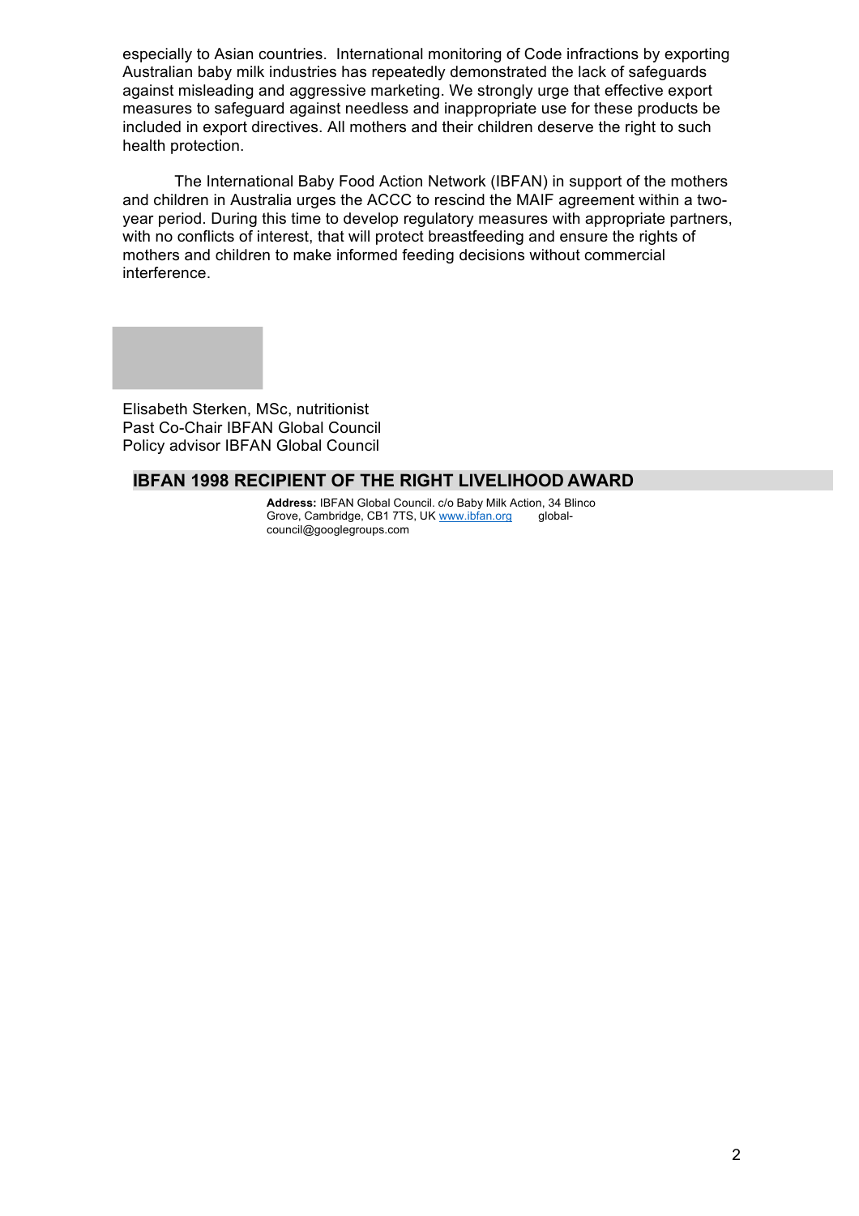especially to Asian countries. International monitoring of Code infractions by exporting Australian baby milk industries has repeatedly demonstrated the lack of safeguards against misleading and aggressive marketing. We strongly urge that effective export measures to safeguard against needless and inappropriate use for these products be included in export directives. All mothers and their children deserve the right to such health protection.

The International Baby Food Action Network (IBFAN) in support of the mothers and children in Australia urges the ACCC to rescind the MAIF agreement within a two-year period. During this time to develop regulatory measures with appropriate partners, with no conflicts of interest, that will protect breastfeeding and ensure the rights of mothers and children to make informed feeding decisions without commercial interference.

Elisabeth Sterken, MSc, nutritionist
Past Co-Chair IBFAN Global Council
Policy advisor IBFAN Global Council

**IBFAN 1998 RECIPIENT OF THE RIGHT LIVELIHOOD AWARD**

**Address:** IBFAN Global Council. c/o Baby Milk Action, 34 Blinco Grove, Cambridge, CB1 7TS, UK www.ibfan.org global-council@googlegroups.com